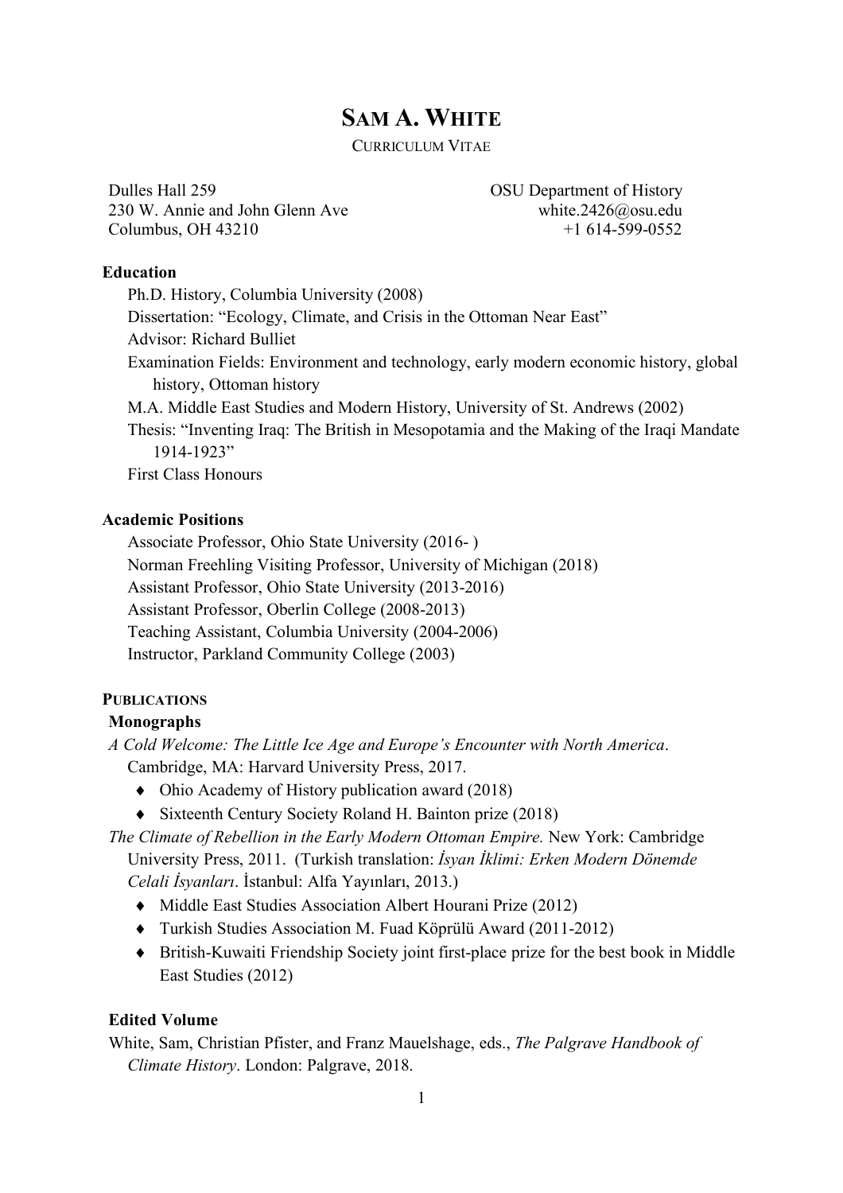# SAM A. WHITE

CURRICULUM VITAE

Dulles Hall 259
230 W. Annie and John Glenn Ave
Columbus, OH 43210

OSU Department of History
white.2426@osu.edu
+1 614-599-0552

**Education**

Ph.D. History, Columbia University (2008)
Dissertation: "Ecology, Climate, and Crisis in the Ottoman Near East"
Advisor: Richard Bulliet
Examination Fields: Environment and technology, early modern economic history, global history, Ottoman history

M.A. Middle East Studies and Modern History, University of St. Andrews (2002)
Thesis: "Inventing Iraq: The British in Mesopotamia and the Making of the Iraqi Mandate 1914-1923"
First Class Honours

**Academic Positions**

Associate Professor, Ohio State University (2016- )
Norman Freehling Visiting Professor, University of Michigan (2018)
Assistant Professor, Ohio State University (2013-2016)
Assistant Professor, Oberlin College (2008-2013)
Teaching Assistant, Columbia University (2004-2006)
Instructor, Parkland Community College (2003)

## PUBLICATIONS

**Monographs**

*A Cold Welcome: The Little Ice Age and Europe's Encounter with North America*. Cambridge, MA: Harvard University Press, 2017.

- Ohio Academy of History publication award (2018)
- Sixteenth Century Society Roland H. Bainton prize (2018)

*The Climate of Rebellion in the Early Modern Ottoman Empire.* New York: Cambridge University Press, 2011. (Turkish translation: *İsyan İklimi: Erken Modern Dönemde Celali İsyanları*. İstanbul: Alfa Yayınları, 2013.)

- Middle East Studies Association Albert Hourani Prize (2012)
- Turkish Studies Association M. Fuad Köprülü Award (2011-2012)
- British-Kuwaiti Friendship Society joint first-place prize for the best book in Middle East Studies (2012)

**Edited Volume**

White, Sam, Christian Pfister, and Franz Mauelshage, eds., *The Palgrave Handbook of Climate History*. London: Palgrave, 2018.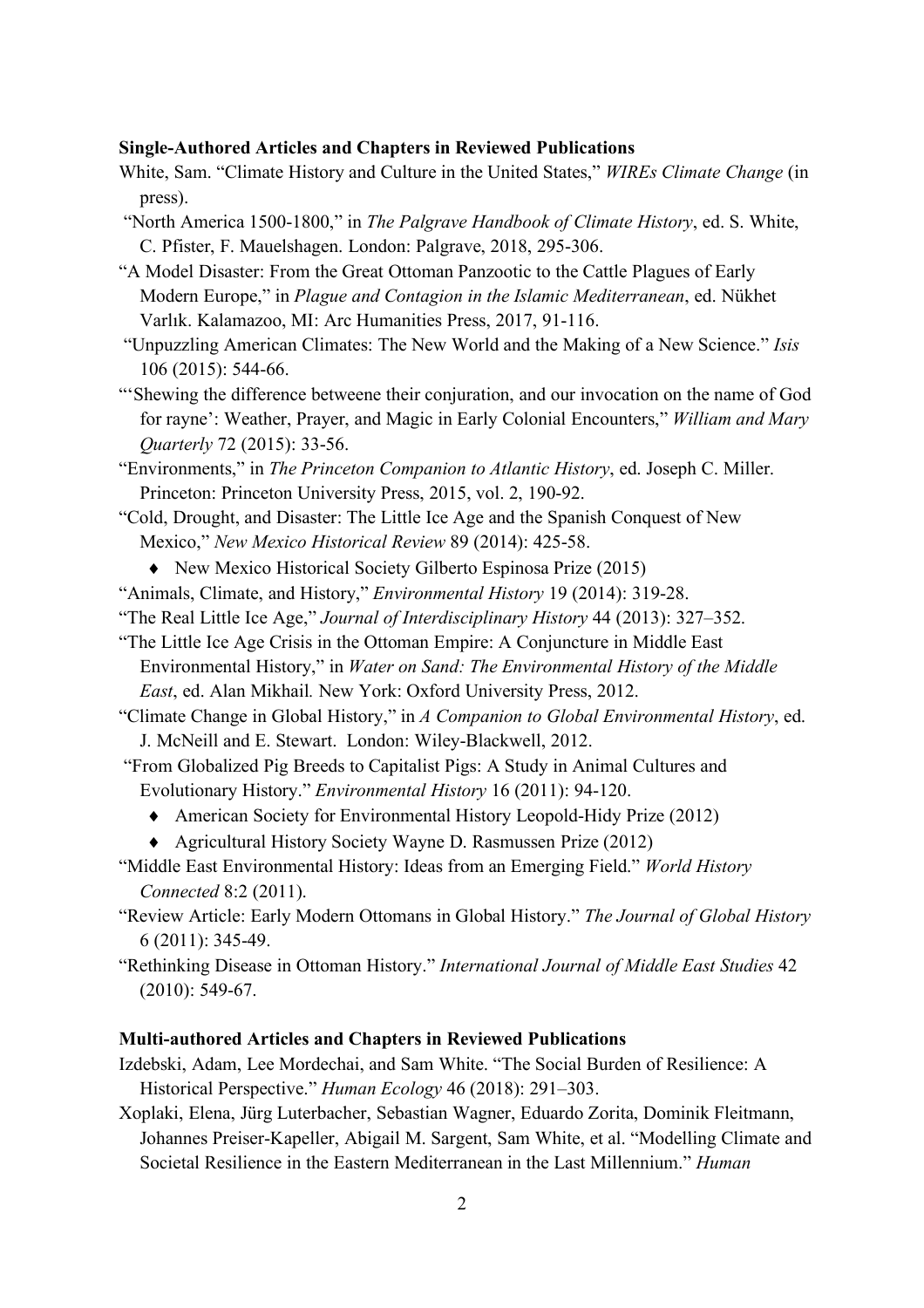**Single-Authored Articles and Chapters in Reviewed Publications**

White, Sam. "Climate History and Culture in the United States," *WIREs Climate Change* (in press).

"North America 1500-1800," in *The Palgrave Handbook of Climate History*, ed. S. White, C. Pfister, F. Mauelshagen. London: Palgrave, 2018, 295-306.

"A Model Disaster: From the Great Ottoman Panzootic to the Cattle Plagues of Early Modern Europe," in *Plague and Contagion in the Islamic Mediterranean*, ed. Nükhet Varlık. Kalamazoo, MI: Arc Humanities Press, 2017, 91-116.

"Unpuzzling American Climates: The New World and the Making of a New Science." *Isis* 106 (2015): 544-66.

"'Shewing the difference betweene their conjuration, and our invocation on the name of God for rayne': Weather, Prayer, and Magic in Early Colonial Encounters," *William and Mary Quarterly* 72 (2015): 33-56.

"Environments," in *The Princeton Companion to Atlantic History*, ed. Joseph C. Miller. Princeton: Princeton University Press, 2015, vol. 2, 190-92.

"Cold, Drought, and Disaster: The Little Ice Age and the Spanish Conquest of New Mexico," *New Mexico Historical Review* 89 (2014): 425-58.

- New Mexico Historical Society Gilberto Espinosa Prize (2015)

"Animals, Climate, and History," *Environmental History* 19 (2014): 319-28.

"The Real Little Ice Age," *Journal of Interdisciplinary History* 44 (2013): 327–352.

"The Little Ice Age Crisis in the Ottoman Empire: A Conjuncture in Middle East Environmental History," in *Water on Sand: The Environmental History of the Middle East*, ed. Alan Mikhail. New York: Oxford University Press, 2012.

"Climate Change in Global History," in *A Companion to Global Environmental History*, ed. J. McNeill and E. Stewart. London: Wiley-Blackwell, 2012.

"From Globalized Pig Breeds to Capitalist Pigs: A Study in Animal Cultures and Evolutionary History." *Environmental History* 16 (2011): 94-120.

- American Society for Environmental History Leopold-Hidy Prize (2012)
- Agricultural History Society Wayne D. Rasmussen Prize (2012)

"Middle East Environmental History: Ideas from an Emerging Field." *World History Connected* 8:2 (2011).

"Review Article: Early Modern Ottomans in Global History." *The Journal of Global History* 6 (2011): 345-49.

"Rethinking Disease in Ottoman History." *International Journal of Middle East Studies* 42 (2010): 549-67.

**Multi-authored Articles and Chapters in Reviewed Publications**

Izdebski, Adam, Lee Mordechai, and Sam White. "The Social Burden of Resilience: A Historical Perspective." *Human Ecology* 46 (2018): 291–303.

Xoplaki, Elena, Jürg Luterbacher, Sebastian Wagner, Eduardo Zorita, Dominik Fleitmann, Johannes Preiser-Kapeller, Abigail M. Sargent, Sam White, et al. "Modelling Climate and Societal Resilience in the Eastern Mediterranean in the Last Millennium." *Human*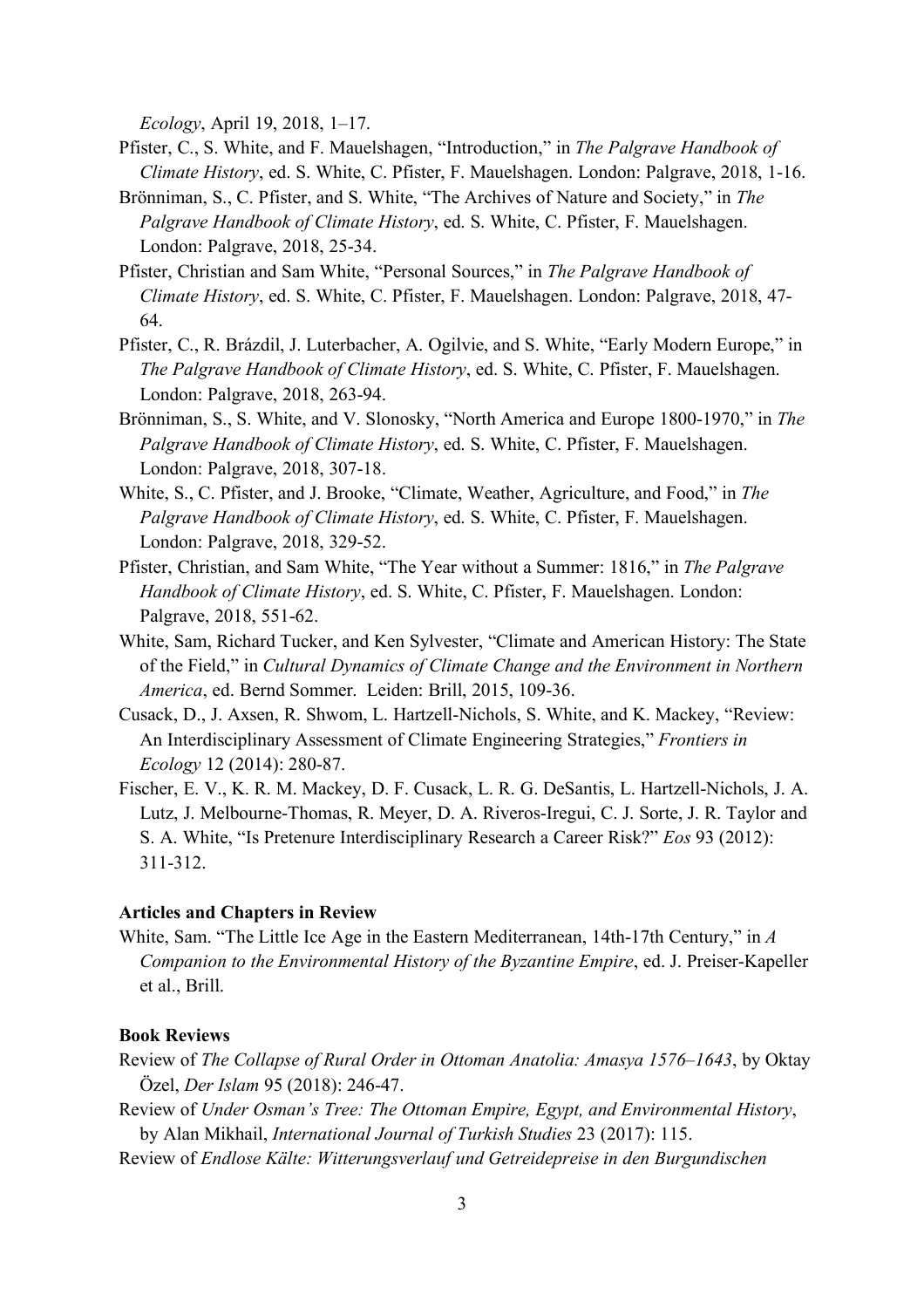*Ecology*, April 19, 2018, 1–17.

Pfister, C., S. White, and F. Mauelshagen, "Introduction," in *The Palgrave Handbook of Climate History*, ed. S. White, C. Pfister, F. Mauelshagen. London: Palgrave, 2018, 1-16.

Brönniman, S., C. Pfister, and S. White, "The Archives of Nature and Society," in *The Palgrave Handbook of Climate History*, ed. S. White, C. Pfister, F. Mauelshagen. London: Palgrave, 2018, 25-34.

Pfister, Christian and Sam White, "Personal Sources," in *The Palgrave Handbook of Climate History*, ed. S. White, C. Pfister, F. Mauelshagen. London: Palgrave, 2018, 47-64.

Pfister, C., R. Brázdil, J. Luterbacher, A. Ogilvie, and S. White, "Early Modern Europe," in *The Palgrave Handbook of Climate History*, ed. S. White, C. Pfister, F. Mauelshagen. London: Palgrave, 2018, 263-94.

Brönniman, S., S. White, and V. Slonosky, "North America and Europe 1800-1970," in *The Palgrave Handbook of Climate History*, ed. S. White, C. Pfister, F. Mauelshagen. London: Palgrave, 2018, 307-18.

White, S., C. Pfister, and J. Brooke, "Climate, Weather, Agriculture, and Food," in *The Palgrave Handbook of Climate History*, ed. S. White, C. Pfister, F. Mauelshagen. London: Palgrave, 2018, 329-52.

Pfister, Christian, and Sam White, "The Year without a Summer: 1816," in *The Palgrave Handbook of Climate History*, ed. S. White, C. Pfister, F. Mauelshagen. London: Palgrave, 2018, 551-62.

White, Sam, Richard Tucker, and Ken Sylvester, "Climate and American History: The State of the Field," in *Cultural Dynamics of Climate Change and the Environment in Northern America*, ed. Bernd Sommer. Leiden: Brill, 2015, 109-36.

Cusack, D., J. Axsen, R. Shwom, L. Hartzell-Nichols, S. White, and K. Mackey, "Review: An Interdisciplinary Assessment of Climate Engineering Strategies," *Frontiers in Ecology* 12 (2014): 280-87.

Fischer, E. V., K. R. M. Mackey, D. F. Cusack, L. R. G. DeSantis, L. Hartzell-Nichols, J. A. Lutz, J. Melbourne-Thomas, R. Meyer, D. A. Riveros-Iregui, C. J. Sorte, J. R. Taylor and S. A. White, "Is Pretenure Interdisciplinary Research a Career Risk?" *Eos* 93 (2012): 311-312.

**Articles and Chapters in Review**

White, Sam. "The Little Ice Age in the Eastern Mediterranean, 14th-17th Century," in *A Companion to the Environmental History of the Byzantine Empire*, ed. J. Preiser-Kapeller et al., Brill.

**Book Reviews**

Review of *The Collapse of Rural Order in Ottoman Anatolia: Amasya 1576–1643*, by Oktay Özel, *Der Islam* 95 (2018): 246-47.

Review of *Under Osman's Tree: The Ottoman Empire, Egypt, and Environmental History*, by Alan Mikhail, *International Journal of Turkish Studies* 23 (2017): 115.

Review of *Endlose Kälte: Witterungsverlauf und Getreidepreise in den Burgundischen*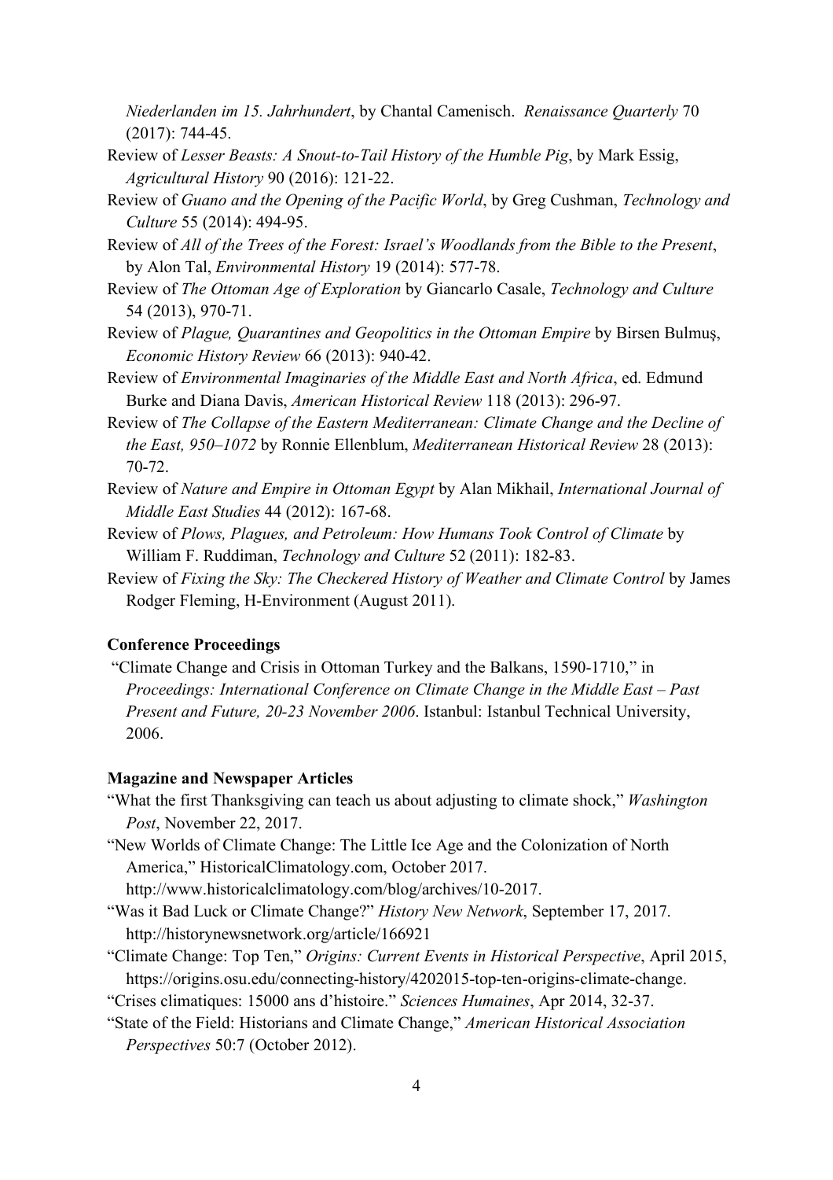*Niederlanden im 15. Jahrhundert*, by Chantal Camenisch. *Renaissance Quarterly* 70 (2017): 744-45.

Review of *Lesser Beasts: A Snout-to-Tail History of the Humble Pig*, by Mark Essig, *Agricultural History* 90 (2016): 121-22.

Review of *Guano and the Opening of the Pacific World*, by Greg Cushman, *Technology and Culture* 55 (2014): 494-95.

Review of *All of the Trees of the Forest: Israel's Woodlands from the Bible to the Present*, by Alon Tal, *Environmental History* 19 (2014): 577-78.

Review of *The Ottoman Age of Exploration* by Giancarlo Casale, *Technology and Culture* 54 (2013), 970-71.

Review of *Plague, Quarantines and Geopolitics in the Ottoman Empire* by Birsen Bulmuş, *Economic History Review* 66 (2013): 940-42.

Review of *Environmental Imaginaries of the Middle East and North Africa*, ed. Edmund Burke and Diana Davis, *American Historical Review* 118 (2013): 296-97.

Review of *The Collapse of the Eastern Mediterranean: Climate Change and the Decline of the East, 950–1072* by Ronnie Ellenblum, *Mediterranean Historical Review* 28 (2013): 70-72.

Review of *Nature and Empire in Ottoman Egypt* by Alan Mikhail, *International Journal of Middle East Studies* 44 (2012): 167-68.

Review of *Plows, Plagues, and Petroleum: How Humans Took Control of Climate* by William F. Ruddiman, *Technology and Culture* 52 (2011): 182-83.

Review of *Fixing the Sky: The Checkered History of Weather and Climate Control* by James Rodger Fleming, H-Environment (August 2011).

**Conference Proceedings**

"Climate Change and Crisis in Ottoman Turkey and the Balkans, 1590-1710," in *Proceedings: International Conference on Climate Change in the Middle East – Past Present and Future, 20-23 November 2006*. Istanbul: Istanbul Technical University, 2006.

**Magazine and Newspaper Articles**

"What the first Thanksgiving can teach us about adjusting to climate shock," *Washington Post*, November 22, 2017.

"New Worlds of Climate Change: The Little Ice Age and the Colonization of North America," HistoricalClimatology.com, October 2017. http://www.historicalclimatology.com/blog/archives/10-2017.

"Was it Bad Luck or Climate Change?" *History New Network*, September 17, 2017. http://historynewsnetwork.org/article/166921

"Climate Change: Top Ten," *Origins: Current Events in Historical Perspective*, April 2015, https://origins.osu.edu/connecting-history/4202015-top-ten-origins-climate-change.

"Crises climatiques: 15000 ans d'histoire." *Sciences Humaines*, Apr 2014, 32-37.

"State of the Field: Historians and Climate Change," *American Historical Association Perspectives* 50:7 (October 2012).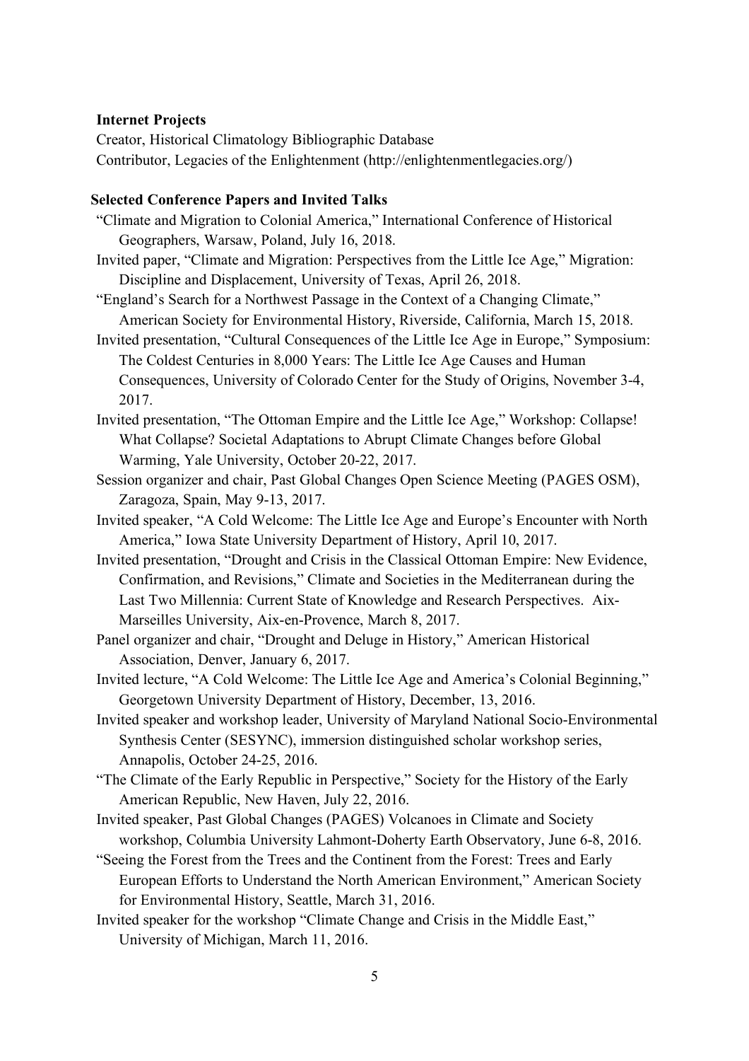**Internet Projects**

Creator, Historical Climatology Bibliographic Database

Contributor, Legacies of the Enlightenment (http://enlightenmentlegacies.org/)

**Selected Conference Papers and Invited Talks**

"Climate and Migration to Colonial America," International Conference of Historical Geographers, Warsaw, Poland, July 16, 2018.

Invited paper, "Climate and Migration: Perspectives from the Little Ice Age," Migration: Discipline and Displacement, University of Texas, April 26, 2018.

"England's Search for a Northwest Passage in the Context of a Changing Climate," American Society for Environmental History, Riverside, California, March 15, 2018.

Invited presentation, "Cultural Consequences of the Little Ice Age in Europe," Symposium: The Coldest Centuries in 8,000 Years: The Little Ice Age Causes and Human Consequences, University of Colorado Center for the Study of Origins, November 3-4, 2017.

Invited presentation, "The Ottoman Empire and the Little Ice Age," Workshop: Collapse! What Collapse? Societal Adaptations to Abrupt Climate Changes before Global Warming, Yale University, October 20-22, 2017.

Session organizer and chair, Past Global Changes Open Science Meeting (PAGES OSM), Zaragoza, Spain, May 9-13, 2017.

Invited speaker, "A Cold Welcome: The Little Ice Age and Europe's Encounter with North America," Iowa State University Department of History, April 10, 2017.

Invited presentation, "Drought and Crisis in the Classical Ottoman Empire: New Evidence, Confirmation, and Revisions," Climate and Societies in the Mediterranean during the Last Two Millennia: Current State of Knowledge and Research Perspectives. Aix-Marseilles University, Aix-en-Provence, March 8, 2017.

Panel organizer and chair, "Drought and Deluge in History," American Historical Association, Denver, January 6, 2017.

Invited lecture, "A Cold Welcome: The Little Ice Age and America's Colonial Beginning," Georgetown University Department of History, December, 13, 2016.

Invited speaker and workshop leader, University of Maryland National Socio-Environmental Synthesis Center (SESYNC), immersion distinguished scholar workshop series, Annapolis, October 24-25, 2016.

"The Climate of the Early Republic in Perspective," Society for the History of the Early American Republic, New Haven, July 22, 2016.

Invited speaker, Past Global Changes (PAGES) Volcanoes in Climate and Society workshop, Columbia University Lahmont-Doherty Earth Observatory, June 6-8, 2016.

"Seeing the Forest from the Trees and the Continent from the Forest: Trees and Early European Efforts to Understand the North American Environment," American Society for Environmental History, Seattle, March 31, 2016.

Invited speaker for the workshop "Climate Change and Crisis in the Middle East," University of Michigan, March 11, 2016.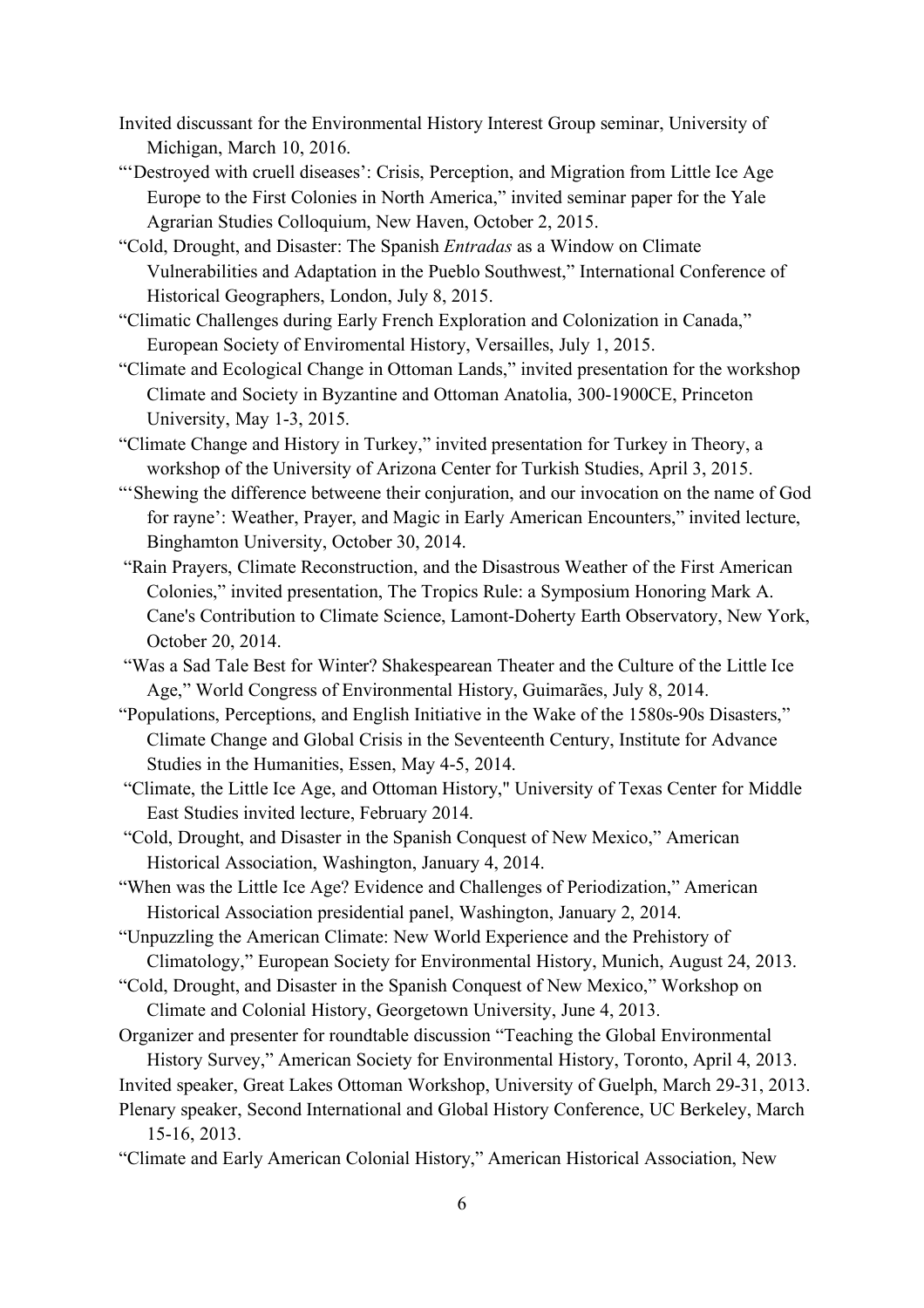Invited discussant for the Environmental History Interest Group seminar, University of Michigan, March 10, 2016.

"'Destroyed with cruell diseases': Crisis, Perception, and Migration from Little Ice Age Europe to the First Colonies in North America," invited seminar paper for the Yale Agrarian Studies Colloquium, New Haven, October 2, 2015.

"Cold, Drought, and Disaster: The Spanish *Entradas* as a Window on Climate Vulnerabilities and Adaptation in the Pueblo Southwest," International Conference of Historical Geographers, London, July 8, 2015.

"Climatic Challenges during Early French Exploration and Colonization in Canada," European Society of Enviromental History, Versailles, July 1, 2015.

"Climate and Ecological Change in Ottoman Lands," invited presentation for the workshop Climate and Society in Byzantine and Ottoman Anatolia, 300-1900CE, Princeton University, May 1-3, 2015.

"Climate Change and History in Turkey," invited presentation for Turkey in Theory, a workshop of the University of Arizona Center for Turkish Studies, April 3, 2015.

"'Shewing the difference betweene their conjuration, and our invocation on the name of God for rayne': Weather, Prayer, and Magic in Early American Encounters," invited lecture, Binghamton University, October 30, 2014.

"Rain Prayers, Climate Reconstruction, and the Disastrous Weather of the First American Colonies," invited presentation, The Tropics Rule: a Symposium Honoring Mark A. Cane's Contribution to Climate Science, Lamont-Doherty Earth Observatory, New York, October 20, 2014.

"Was a Sad Tale Best for Winter? Shakespearean Theater and the Culture of the Little Ice Age," World Congress of Environmental History, Guimarães, July 8, 2014.

"Populations, Perceptions, and English Initiative in the Wake of the 1580s-90s Disasters," Climate Change and Global Crisis in the Seventeenth Century, Institute for Advance Studies in the Humanities, Essen, May 4-5, 2014.

"Climate, the Little Ice Age, and Ottoman History," University of Texas Center for Middle East Studies invited lecture, February 2014.

"Cold, Drought, and Disaster in the Spanish Conquest of New Mexico," American Historical Association, Washington, January 4, 2014.

"When was the Little Ice Age? Evidence and Challenges of Periodization," American Historical Association presidential panel, Washington, January 2, 2014.

"Unpuzzling the American Climate: New World Experience and the Prehistory of Climatology," European Society for Environmental History, Munich, August 24, 2013.

"Cold, Drought, and Disaster in the Spanish Conquest of New Mexico," Workshop on Climate and Colonial History, Georgetown University, June 4, 2013.

Organizer and presenter for roundtable discussion "Teaching the Global Environmental History Survey," American Society for Environmental History, Toronto, April 4, 2013.

Invited speaker, Great Lakes Ottoman Workshop, University of Guelph, March 29-31, 2013.

Plenary speaker, Second International and Global History Conference, UC Berkeley, March 15-16, 2013.

"Climate and Early American Colonial History," American Historical Association, New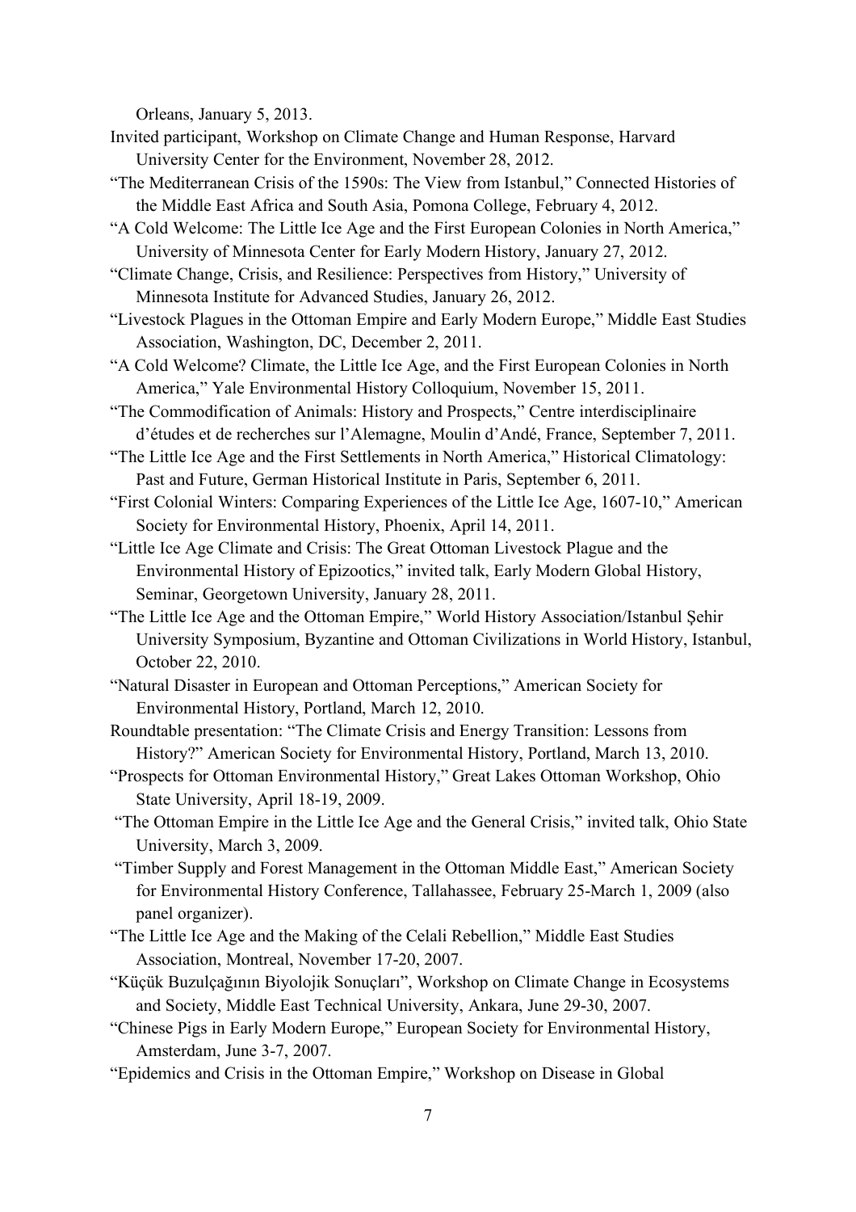Orleans, January 5, 2013.

Invited participant, Workshop on Climate Change and Human Response, Harvard University Center for the Environment, November 28, 2012.

"The Mediterranean Crisis of the 1590s: The View from Istanbul," Connected Histories of the Middle East Africa and South Asia, Pomona College, February 4, 2012.

"A Cold Welcome: The Little Ice Age and the First European Colonies in North America," University of Minnesota Center for Early Modern History, January 27, 2012.

"Climate Change, Crisis, and Resilience: Perspectives from History," University of Minnesota Institute for Advanced Studies, January 26, 2012.

"Livestock Plagues in the Ottoman Empire and Early Modern Europe," Middle East Studies Association, Washington, DC, December 2, 2011.

"A Cold Welcome? Climate, the Little Ice Age, and the First European Colonies in North America," Yale Environmental History Colloquium, November 15, 2011.

"The Commodification of Animals: History and Prospects," Centre interdisciplinaire d'études et de recherches sur l'Alemagne, Moulin d'Andé, France, September 7, 2011.

"The Little Ice Age and the First Settlements in North America," Historical Climatology: Past and Future, German Historical Institute in Paris, September 6, 2011.

"First Colonial Winters: Comparing Experiences of the Little Ice Age, 1607-10," American Society for Environmental History, Phoenix, April 14, 2011.

"Little Ice Age Climate and Crisis: The Great Ottoman Livestock Plague and the Environmental History of Epizootics," invited talk, Early Modern Global History, Seminar, Georgetown University, January 28, 2011.

"The Little Ice Age and the Ottoman Empire," World History Association/Istanbul Şehir University Symposium, Byzantine and Ottoman Civilizations in World History, Istanbul, October 22, 2010.

"Natural Disaster in European and Ottoman Perceptions," American Society for Environmental History, Portland, March 12, 2010.

Roundtable presentation: "The Climate Crisis and Energy Transition: Lessons from History?" American Society for Environmental History, Portland, March 13, 2010.

"Prospects for Ottoman Environmental History," Great Lakes Ottoman Workshop, Ohio State University, April 18-19, 2009.

"The Ottoman Empire in the Little Ice Age and the General Crisis," invited talk, Ohio State University, March 3, 2009.

"Timber Supply and Forest Management in the Ottoman Middle East," American Society for Environmental History Conference, Tallahassee, February 25-March 1, 2009 (also panel organizer).

"The Little Ice Age and the Making of the Celali Rebellion," Middle East Studies Association, Montreal, November 17-20, 2007.

"Küçük Buzulçağının Biyolojik Sonuçları", Workshop on Climate Change in Ecosystems and Society, Middle East Technical University, Ankara, June 29-30, 2007.

"Chinese Pigs in Early Modern Europe," European Society for Environmental History, Amsterdam, June 3-7, 2007.

"Epidemics and Crisis in the Ottoman Empire," Workshop on Disease in Global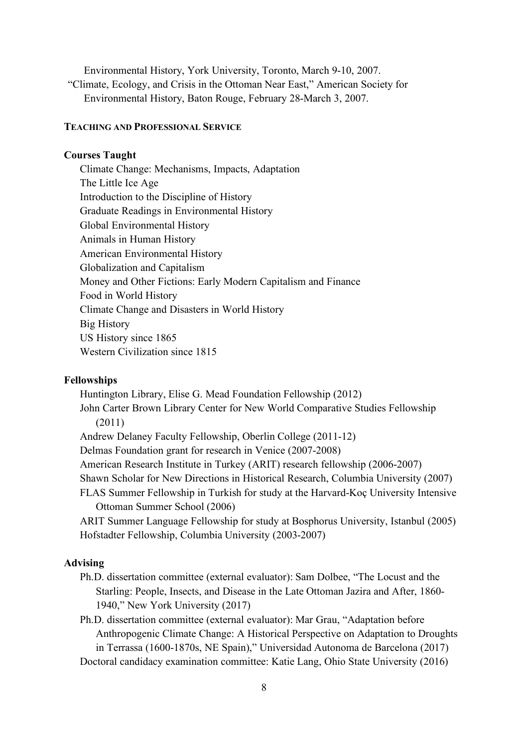Environmental History, York University, Toronto, March 9-10, 2007.

"Climate, Ecology, and Crisis in the Ottoman Near East," American Society for Environmental History, Baton Rouge, February 28-March 3, 2007.

## TEACHING AND PROFESSIONAL SERVICE

### Courses Taught

Climate Change: Mechanisms, Impacts, Adaptation
The Little Ice Age
Introduction to the Discipline of History
Graduate Readings in Environmental History
Global Environmental History
Animals in Human History
American Environmental History
Globalization and Capitalism
Money and Other Fictions: Early Modern Capitalism and Finance
Food in World History
Climate Change and Disasters in World History
Big History
US History since 1865
Western Civilization since 1815

### Fellowships

Huntington Library, Elise G. Mead Foundation Fellowship (2012)
John Carter Brown Library Center for New World Comparative Studies Fellowship (2011)
Andrew Delaney Faculty Fellowship, Oberlin College (2011-12)
Delmas Foundation grant for research in Venice (2007-2008)
American Research Institute in Turkey (ARIT) research fellowship (2006-2007)
Shawn Scholar for New Directions in Historical Research, Columbia University (2007)
FLAS Summer Fellowship in Turkish for study at the Harvard-Koç University Intensive Ottoman Summer School (2006)
ARIT Summer Language Fellowship for study at Bosphorus University, Istanbul (2005)
Hofstadter Fellowship, Columbia University (2003-2007)

### Advising

Ph.D. dissertation committee (external evaluator): Sam Dolbee, "The Locust and the Starling: People, Insects, and Disease in the Late Ottoman Jazira and After, 1860-1940," New York University (2017)

Ph.D. dissertation committee (external evaluator): Mar Grau, "Adaptation before Anthropogenic Climate Change: A Historical Perspective on Adaptation to Droughts in Terrassa (1600-1870s, NE Spain)," Universidad Autonoma de Barcelona (2017)

Doctoral candidacy examination committee: Katie Lang, Ohio State University (2016)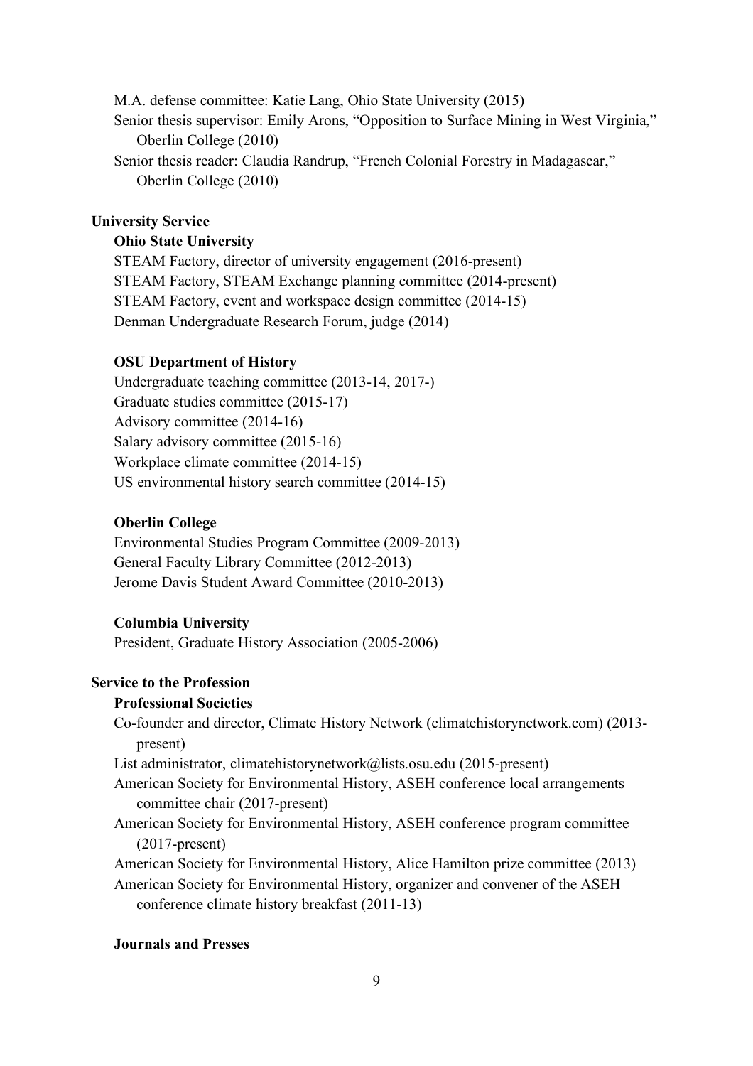M.A. defense committee: Katie Lang, Ohio State University (2015)

Senior thesis supervisor: Emily Arons, "Opposition to Surface Mining in West Virginia," Oberlin College (2010)

Senior thesis reader: Claudia Randrup, "French Colonial Forestry in Madagascar," Oberlin College (2010)

## University Service

### Ohio State University

STEAM Factory, director of university engagement (2016-present)
STEAM Factory, STEAM Exchange planning committee (2014-present)
STEAM Factory, event and workspace design committee (2014-15)
Denman Undergraduate Research Forum, judge (2014)

### OSU Department of History

Undergraduate teaching committee (2013-14, 2017-)
Graduate studies committee (2015-17)
Advisory committee (2014-16)
Salary advisory committee (2015-16)
Workplace climate committee (2014-15)
US environmental history search committee (2014-15)

### Oberlin College

Environmental Studies Program Committee (2009-2013)
General Faculty Library Committee (2012-2013)
Jerome Davis Student Award Committee (2010-2013)

### Columbia University

President, Graduate History Association (2005-2006)

## Service to the Profession

### Professional Societies

Co-founder and director, Climate History Network (climatehistorynetwork.com) (2013-present)

List administrator, climatehistorynetwork@lists.osu.edu (2015-present)

American Society for Environmental History, ASEH conference local arrangements committee chair (2017-present)

American Society for Environmental History, ASEH conference program committee (2017-present)

American Society for Environmental History, Alice Hamilton prize committee (2013)

American Society for Environmental History, organizer and convener of the ASEH conference climate history breakfast (2011-13)

### Journals and Presses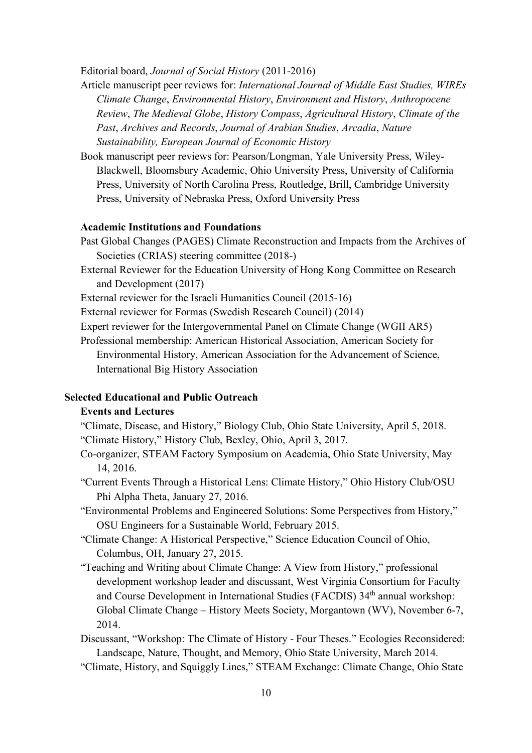Editorial board, *Journal of Social History* (2011-2016)

Article manuscript peer reviews for: *International Journal of Middle East Studies, WIREs Climate Change*, *Environmental History*, *Environment and History*, *Anthropocene Review*, *The Medieval Globe*, *History Compass*, *Agricultural History*, *Climate of the Past*, *Archives and Records*, *Journal of Arabian Studies*, *Arcadia*, *Nature Sustainability, European Journal of Economic History*

Book manuscript peer reviews for: Pearson/Longman, Yale University Press, Wiley-Blackwell, Bloomsbury Academic, Ohio University Press, University of California Press, University of North Carolina Press, Routledge, Brill, Cambridge University Press, University of Nebraska Press, Oxford University Press

**Academic Institutions and Foundations**

Past Global Changes (PAGES) Climate Reconstruction and Impacts from the Archives of Societies (CRIAS) steering committee (2018-)

External Reviewer for the Education University of Hong Kong Committee on Research and Development (2017)

External reviewer for the Israeli Humanities Council (2015-16)

External reviewer for Formas (Swedish Research Council) (2014)

Expert reviewer for the Intergovernmental Panel on Climate Change (WGII AR5)

Professional membership: American Historical Association, American Society for Environmental History, American Association for the Advancement of Science, International Big History Association

## Selected Educational and Public Outreach

**Events and Lectures**

"Climate, Disease, and History," Biology Club, Ohio State University, April 5, 2018.

"Climate History," History Club, Bexley, Ohio, April 3, 2017.

Co-organizer, STEAM Factory Symposium on Academia, Ohio State University, May 14, 2016.

"Current Events Through a Historical Lens: Climate History," Ohio History Club/OSU Phi Alpha Theta, January 27, 2016.

"Environmental Problems and Engineered Solutions: Some Perspectives from History," OSU Engineers for a Sustainable World, February 2015.

"Climate Change: A Historical Perspective," Science Education Council of Ohio, Columbus, OH, January 27, 2015.

"Teaching and Writing about Climate Change: A View from History," professional development workshop leader and discussant, West Virginia Consortium for Faculty and Course Development in International Studies (FACDIS) 34th annual workshop: Global Climate Change – History Meets Society, Morgantown (WV), November 6-7, 2014.

Discussant, "Workshop: The Climate of History - Four Theses." Ecologies Reconsidered: Landscape, Nature, Thought, and Memory, Ohio State University, March 2014.

"Climate, History, and Squiggly Lines," STEAM Exchange: Climate Change, Ohio State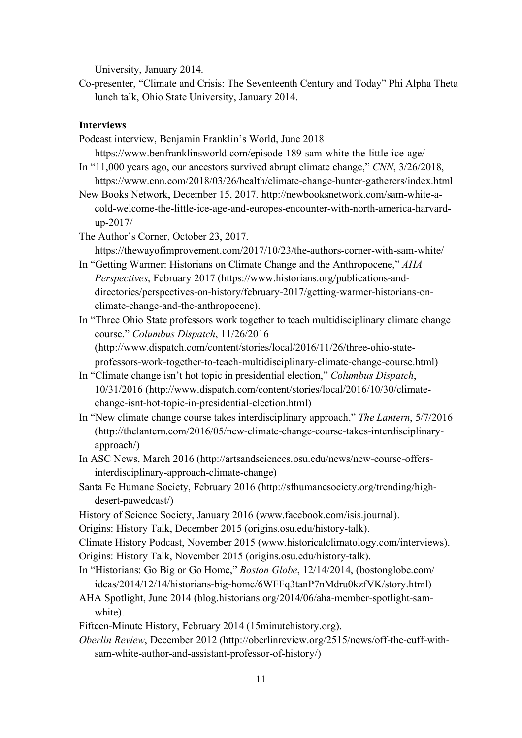University, January 2014.

Co-presenter, "Climate and Crisis: The Seventeenth Century and Today" Phi Alpha Theta lunch talk, Ohio State University, January 2014.

**Interviews**

Podcast interview, Benjamin Franklin's World, June 2018 https://www.benfranklinsworld.com/episode-189-sam-white-the-little-ice-age/

In "11,000 years ago, our ancestors survived abrupt climate change," *CNN*, 3/26/2018, https://www.cnn.com/2018/03/26/health/climate-change-hunter-gatherers/index.html

New Books Network, December 15, 2017. http://newbooksnetwork.com/sam-white-a-cold-welcome-the-little-ice-age-and-europes-encounter-with-north-america-harvard-up-2017/

The Author's Corner, October 23, 2017. https://thewayofimprovement.com/2017/10/23/the-authors-corner-with-sam-white/

In "Getting Warmer: Historians on Climate Change and the Anthropocene," *AHA Perspectives*, February 2017 (https://www.historians.org/publications-and-directories/perspectives-on-history/february-2017/getting-warmer-historians-on-climate-change-and-the-anthropocene).

In "Three Ohio State professors work together to teach multidisciplinary climate change course," *Columbus Dispatch*, 11/26/2016 (http://www.dispatch.com/content/stories/local/2016/11/26/three-ohio-state-professors-work-together-to-teach-multidisciplinary-climate-change-course.html)

In "Climate change isn't hot topic in presidential election," *Columbus Dispatch*, 10/31/2016 (http://www.dispatch.com/content/stories/local/2016/10/30/climate-change-isnt-hot-topic-in-presidential-election.html)

In "New climate change course takes interdisciplinary approach," *The Lantern*, 5/7/2016 (http://thelantern.com/2016/05/new-climate-change-course-takes-interdisciplinary-approach/)

In ASC News, March 2016 (http://artsandsciences.osu.edu/news/new-course-offers-interdisciplinary-approach-climate-change)

Santa Fe Humane Society, February 2016 (http://sfhumanesociety.org/trending/high-desert-pawedcast/)

History of Science Society, January 2016 (www.facebook.com/isis.journal).

Origins: History Talk, December 2015 (origins.osu.edu/history-talk).

Climate History Podcast, November 2015 (www.historicalclimatology.com/interviews).

Origins: History Talk, November 2015 (origins.osu.edu/history-talk).

In "Historians: Go Big or Go Home," *Boston Globe*, 12/14/2014, (bostonglobe.com/ideas/2014/12/14/historians-big-home/6WFFq3tanP7nMdru0kzfVK/story.html)

AHA Spotlight, June 2014 (blog.historians.org/2014/06/aha-member-spotlight-sam-white).

Fifteen-Minute History, February 2014 (15minutehistory.org).

*Oberlin Review*, December 2012 (http://oberlinreview.org/2515/news/off-the-cuff-with-sam-white-author-and-assistant-professor-of-history/)